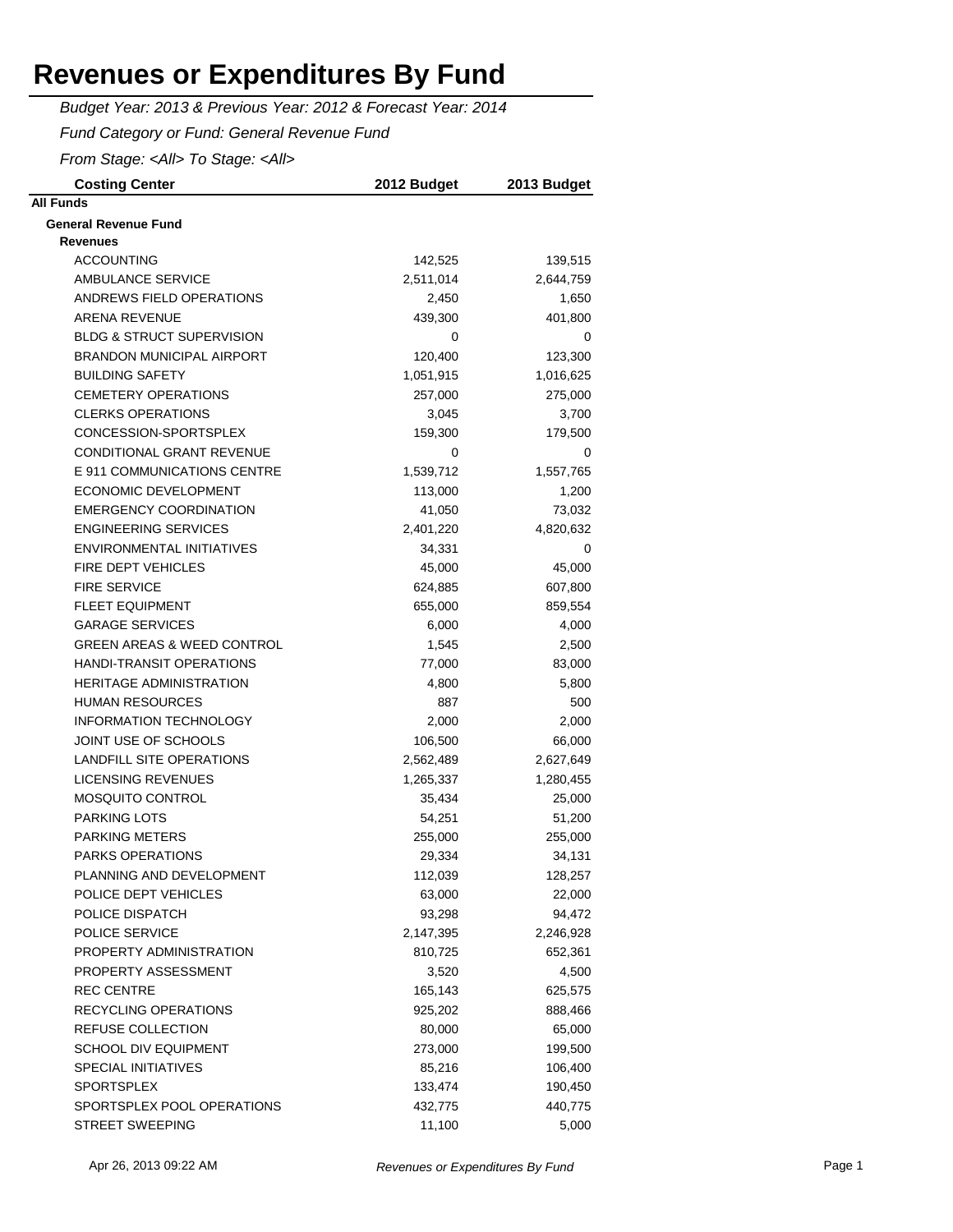# Revenues or Expenditures By Fund

*Budget Year: 2013 & Previous Year: 2012 & Forecast Year: 2014*

*Fund Category or Fund: General Revenue Fund*

*From Stage: <All> To Stage: <All>*

| Costing Center | 2012 Budget | 2013 Budget |
|---|---|---|
| **All Funds** | | |
| **General Revenue Fund** | | |
| **Revenues** | | |
| ACCOUNTING | 142,525 | 139,515 |
| AMBULANCE SERVICE | 2,511,014 | 2,644,759 |
| ANDREWS FIELD OPERATIONS | 2,450 | 1,650 |
| ARENA REVENUE | 439,300 | 401,800 |
| BLDG & STRUCT SUPERVISION | 0 | 0 |
| BRANDON MUNICIPAL AIRPORT | 120,400 | 123,300 |
| BUILDING SAFETY | 1,051,915 | 1,016,625 |
| CEMETERY OPERATIONS | 257,000 | 275,000 |
| CLERKS OPERATIONS | 3,045 | 3,700 |
| CONCESSION-SPORTSPLEX | 159,300 | 179,500 |
| CONDITIONAL GRANT REVENUE | 0 | 0 |
| E 911 COMMUNICATIONS CENTRE | 1,539,712 | 1,557,765 |
| ECONOMIC DEVELOPMENT | 113,000 | 1,200 |
| EMERGENCY COORDINATION | 41,050 | 73,032 |
| ENGINEERING SERVICES | 2,401,220 | 4,820,632 |
| ENVIRONMENTAL INITIATIVES | 34,331 | 0 |
| FIRE DEPT VEHICLES | 45,000 | 45,000 |
| FIRE SERVICE | 624,885 | 607,800 |
| FLEET EQUIPMENT | 655,000 | 859,554 |
| GARAGE SERVICES | 6,000 | 4,000 |
| GREEN AREAS & WEED CONTROL | 1,545 | 2,500 |
| HANDI-TRANSIT OPERATIONS | 77,000 | 83,000 |
| HERITAGE ADMINISTRATION | 4,800 | 5,800 |
| HUMAN RESOURCES | 887 | 500 |
| INFORMATION TECHNOLOGY | 2,000 | 2,000 |
| JOINT USE OF SCHOOLS | 106,500 | 66,000 |
| LANDFILL SITE OPERATIONS | 2,562,489 | 2,627,649 |
| LICENSING REVENUES | 1,265,337 | 1,280,455 |
| MOSQUITO CONTROL | 35,434 | 25,000 |
| PARKING LOTS | 54,251 | 51,200 |
| PARKING METERS | 255,000 | 255,000 |
| PARKS OPERATIONS | 29,334 | 34,131 |
| PLANNING AND DEVELOPMENT | 112,039 | 128,257 |
| POLICE DEPT VEHICLES | 63,000 | 22,000 |
| POLICE DISPATCH | 93,298 | 94,472 |
| POLICE SERVICE | 2,147,395 | 2,246,928 |
| PROPERTY ADMINISTRATION | 810,725 | 652,361 |
| PROPERTY ASSESSMENT | 3,520 | 4,500 |
| REC CENTRE | 165,143 | 625,575 |
| RECYCLING OPERATIONS | 925,202 | 888,466 |
| REFUSE COLLECTION | 80,000 | 65,000 |
| SCHOOL DIV EQUIPMENT | 273,000 | 199,500 |
| SPECIAL INITIATIVES | 85,216 | 106,400 |
| SPORTSPLEX | 133,474 | 190,450 |
| SPORTSPLEX POOL OPERATIONS | 432,775 | 440,775 |
| STREET SWEEPING | 11,100 | 5,000 |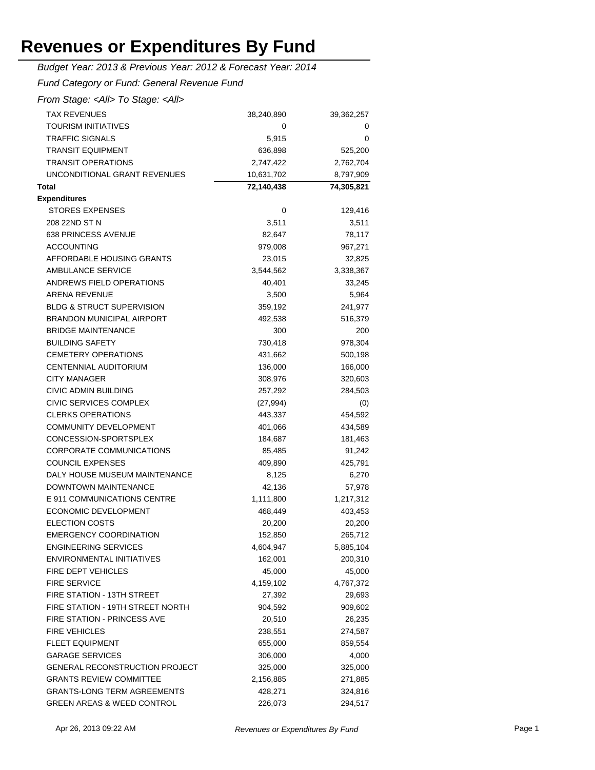# Revenues or Expenditures By Fund

*Budget Year: 2013 & Previous Year: 2012 & Forecast Year: 2014*

*Fund Category or Fund: General Revenue Fund*

*From Stage: <All> To Stage: <All>*

| | | |
|---|---:|---:|
| TAX REVENUES | 38,240,890 | 39,362,257 |
| TOURISM INITIATIVES | 0 | 0 |
| TRAFFIC SIGNALS | 5,915 | 0 |
| TRANSIT EQUIPMENT | 636,898 | 525,200 |
| TRANSIT OPERATIONS | 2,747,422 | 2,762,704 |
| UNCONDITIONAL GRANT REVENUES | 10,631,702 | 8,797,909 |
| **Total** | **72,140,438** | **74,305,821** |
| **Expenditures** | | |
| STORES EXPENSES | 0 | 129,416 |
| 208 22ND ST N | 3,511 | 3,511 |
| 638 PRINCESS AVENUE | 82,647 | 78,117 |
| ACCOUNTING | 979,008 | 967,271 |
| AFFORDABLE HOUSING GRANTS | 23,015 | 32,825 |
| AMBULANCE SERVICE | 3,544,562 | 3,338,367 |
| ANDREWS FIELD OPERATIONS | 40,401 | 33,245 |
| ARENA REVENUE | 3,500 | 5,964 |
| BLDG & STRUCT SUPERVISION | 359,192 | 241,977 |
| BRANDON MUNICIPAL AIRPORT | 492,538 | 516,379 |
| BRIDGE MAINTENANCE | 300 | 200 |
| BUILDING SAFETY | 730,418 | 978,304 |
| CEMETERY OPERATIONS | 431,662 | 500,198 |
| CENTENNIAL AUDITORIUM | 136,000 | 166,000 |
| CITY MANAGER | 308,976 | 320,603 |
| CIVIC ADMIN BUILDING | 257,292 | 284,503 |
| CIVIC SERVICES COMPLEX | (27,994) | (0) |
| CLERKS OPERATIONS | 443,337 | 454,592 |
| COMMUNITY DEVELOPMENT | 401,066 | 434,589 |
| CONCESSION-SPORTSPLEX | 184,687 | 181,463 |
| CORPORATE COMMUNICATIONS | 85,485 | 91,242 |
| COUNCIL EXPENSES | 409,890 | 425,791 |
| DALY HOUSE MUSEUM MAINTENANCE | 8,125 | 6,270 |
| DOWNTOWN MAINTENANCE | 42,136 | 57,978 |
| E 911 COMMUNICATIONS CENTRE | 1,111,800 | 1,217,312 |
| ECONOMIC DEVELOPMENT | 468,449 | 403,453 |
| ELECTION COSTS | 20,200 | 20,200 |
| EMERGENCY COORDINATION | 152,850 | 265,712 |
| ENGINEERING SERVICES | 4,604,947 | 5,885,104 |
| ENVIRONMENTAL INITIATIVES | 162,001 | 200,310 |
| FIRE DEPT VEHICLES | 45,000 | 45,000 |
| FIRE SERVICE | 4,159,102 | 4,767,372 |
| FIRE STATION - 13TH STREET | 27,392 | 29,693 |
| FIRE STATION - 19TH STREET NORTH | 904,592 | 909,602 |
| FIRE STATION - PRINCESS AVE | 20,510 | 26,235 |
| FIRE VEHICLES | 238,551 | 274,587 |
| FLEET EQUIPMENT | 655,000 | 859,554 |
| GARAGE SERVICES | 306,000 | 4,000 |
| GENERAL RECONSTRUCTION PROJECT | 325,000 | 325,000 |
| GRANTS REVIEW COMMITTEE | 2,156,885 | 271,885 |
| GRANTS-LONG TERM AGREEMENTS | 428,271 | 324,816 |
| GREEN AREAS & WEED CONTROL | 226,073 | 294,517 |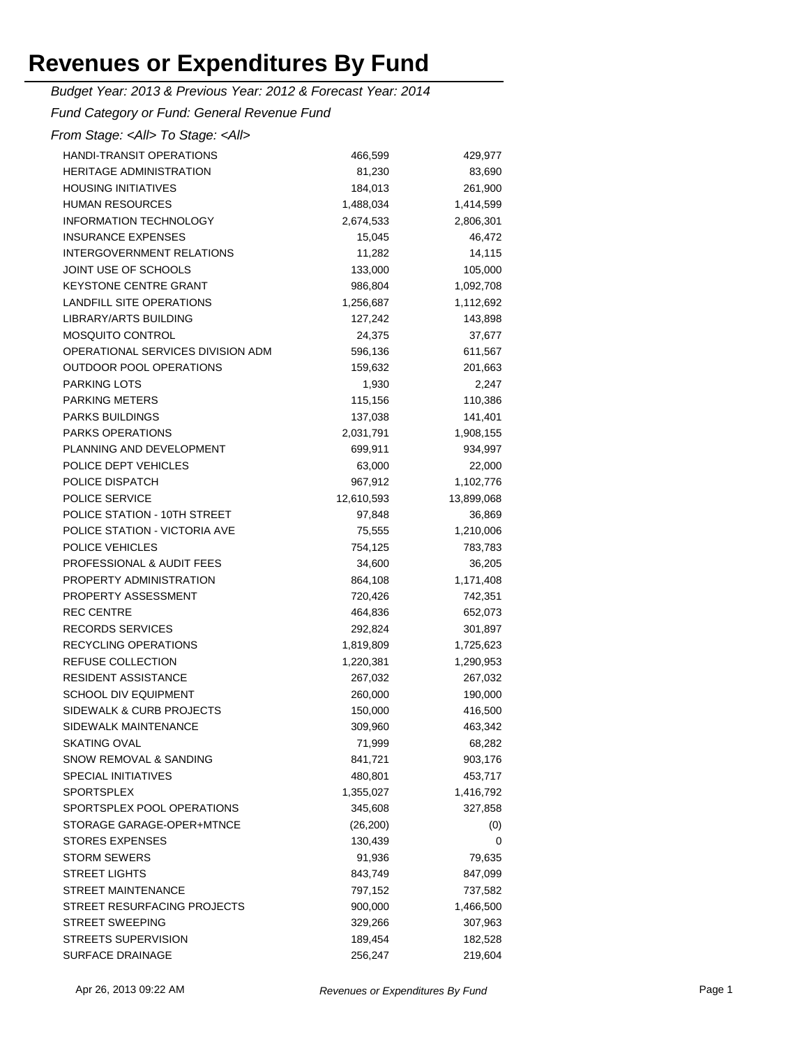# Revenues or Expenditures By Fund

*Budget Year: 2013 & Previous Year: 2012 & Forecast Year: 2014*

*Fund Category or Fund: General Revenue Fund*

*From Stage: <All> To Stage: <All>*

| | | |
|---|---:|---:|
| HANDI-TRANSIT OPERATIONS | 466,599 | 429,977 |
| HERITAGE ADMINISTRATION | 81,230 | 83,690 |
| HOUSING INITIATIVES | 184,013 | 261,900 |
| HUMAN RESOURCES | 1,488,034 | 1,414,599 |
| INFORMATION TECHNOLOGY | 2,674,533 | 2,806,301 |
| INSURANCE EXPENSES | 15,045 | 46,472 |
| INTERGOVERNMENT RELATIONS | 11,282 | 14,115 |
| JOINT USE OF SCHOOLS | 133,000 | 105,000 |
| KEYSTONE CENTRE GRANT | 986,804 | 1,092,708 |
| LANDFILL SITE OPERATIONS | 1,256,687 | 1,112,692 |
| LIBRARY/ARTS BUILDING | 127,242 | 143,898 |
| MOSQUITO CONTROL | 24,375 | 37,677 |
| OPERATIONAL SERVICES DIVISION ADM | 596,136 | 611,567 |
| OUTDOOR POOL OPERATIONS | 159,632 | 201,663 |
| PARKING LOTS | 1,930 | 2,247 |
| PARKING METERS | 115,156 | 110,386 |
| PARKS BUILDINGS | 137,038 | 141,401 |
| PARKS OPERATIONS | 2,031,791 | 1,908,155 |
| PLANNING AND DEVELOPMENT | 699,911 | 934,997 |
| POLICE DEPT VEHICLES | 63,000 | 22,000 |
| POLICE DISPATCH | 967,912 | 1,102,776 |
| POLICE SERVICE | 12,610,593 | 13,899,068 |
| POLICE STATION - 10TH STREET | 97,848 | 36,869 |
| POLICE STATION - VICTORIA AVE | 75,555 | 1,210,006 |
| POLICE VEHICLES | 754,125 | 783,783 |
| PROFESSIONAL & AUDIT FEES | 34,600 | 36,205 |
| PROPERTY ADMINISTRATION | 864,108 | 1,171,408 |
| PROPERTY ASSESSMENT | 720,426 | 742,351 |
| REC CENTRE | 464,836 | 652,073 |
| RECORDS SERVICES | 292,824 | 301,897 |
| RECYCLING OPERATIONS | 1,819,809 | 1,725,623 |
| REFUSE COLLECTION | 1,220,381 | 1,290,953 |
| RESIDENT ASSISTANCE | 267,032 | 267,032 |
| SCHOOL DIV EQUIPMENT | 260,000 | 190,000 |
| SIDEWALK & CURB PROJECTS | 150,000 | 416,500 |
| SIDEWALK MAINTENANCE | 309,960 | 463,342 |
| SKATING OVAL | 71,999 | 68,282 |
| SNOW REMOVAL & SANDING | 841,721 | 903,176 |
| SPECIAL INITIATIVES | 480,801 | 453,717 |
| SPORTSPLEX | 1,355,027 | 1,416,792 |
| SPORTSPLEX POOL OPERATIONS | 345,608 | 327,858 |
| STORAGE GARAGE-OPER+MTNCE | (26,200) | (0) |
| STORES EXPENSES | 130,439 | 0 |
| STORM SEWERS | 91,936 | 79,635 |
| STREET LIGHTS | 843,749 | 847,099 |
| STREET MAINTENANCE | 797,152 | 737,582 |
| STREET RESURFACING PROJECTS | 900,000 | 1,466,500 |
| STREET SWEEPING | 329,266 | 307,963 |
| STREETS SUPERVISION | 189,454 | 182,528 |
| SURFACE DRAINAGE | 256,247 | 219,604 |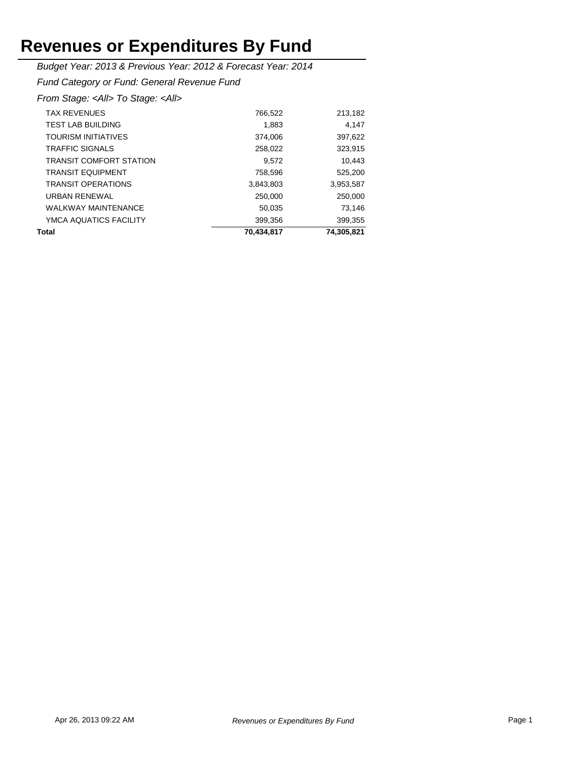# Revenues or Expenditures By Fund

*Budget Year: 2013 & Previous Year: 2012 & Forecast Year: 2014*

*Fund Category or Fund: General Revenue Fund*

*From Stage: <All> To Stage: <All>*

| | | |
|---|---|---|
| TAX REVENUES | 766,522 | 213,182 |
| TEST LAB BUILDING | 1,883 | 4,147 |
| TOURISM INITIATIVES | 374,006 | 397,622 |
| TRAFFIC SIGNALS | 258,022 | 323,915 |
| TRANSIT COMFORT STATION | 9,572 | 10,443 |
| TRANSIT EQUIPMENT | 758,596 | 525,200 |
| TRANSIT OPERATIONS | 3,843,803 | 3,953,587 |
| URBAN RENEWAL | 250,000 | 250,000 |
| WALKWAY MAINTENANCE | 50,035 | 73,146 |
| YMCA AQUATICS FACILITY | 399,356 | 399,355 |
| **Total** | **70,434,817** | **74,305,821** |

Apr 26, 2013 09:22 AM